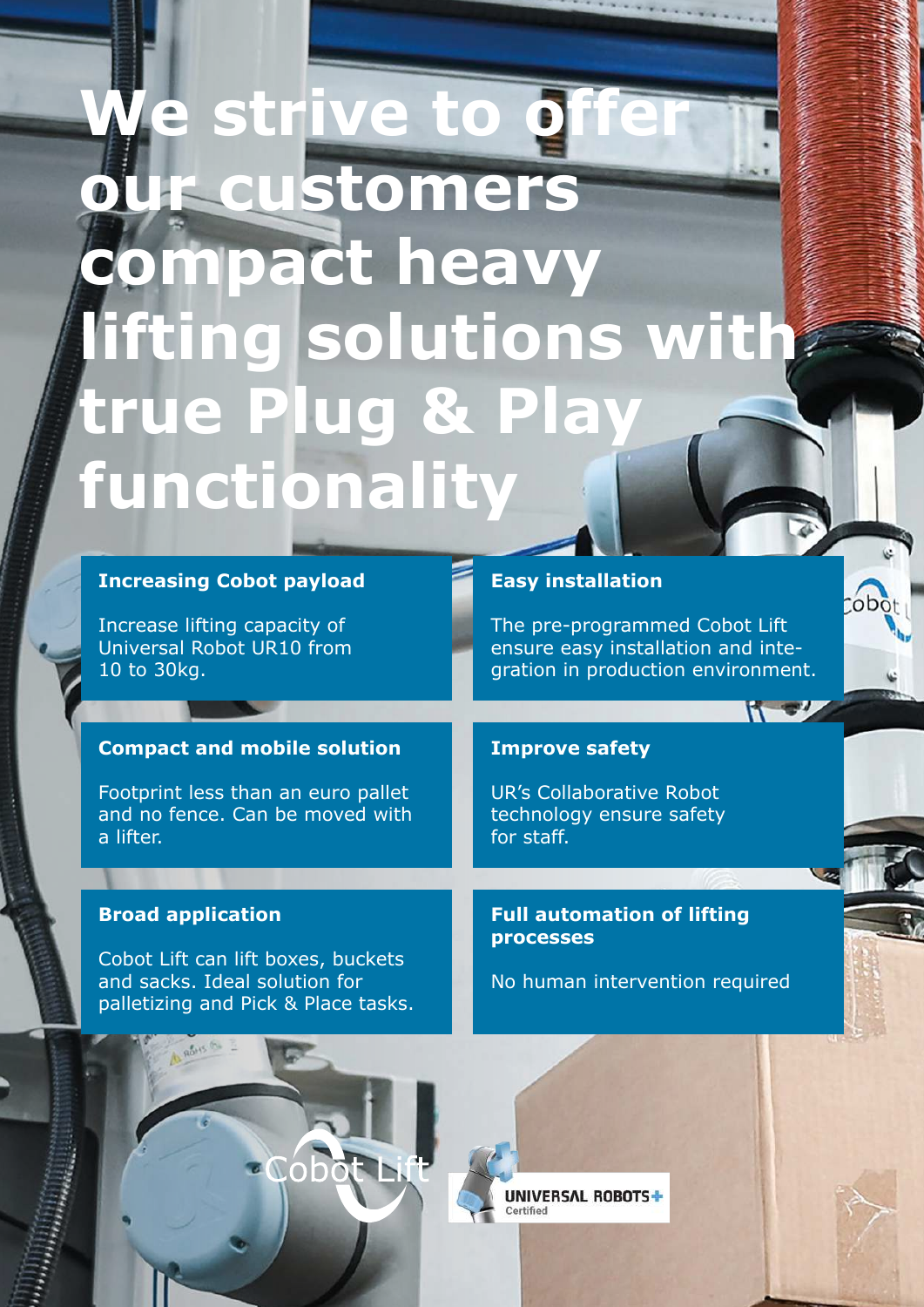# We strive to offer our customers compact heavy lifting solutions with true Plug & Play functionality

### Increasing Cobot payload

Increase lifting capacity of Universal Robot UR10 from 10 to 30kg.

### Easy installation

The pre-programmed Cobot Lift ensure easy installation and integration in production environment.

### Compact and mobile solution

Footprint less than an euro pallet and no fence. Can be moved with a lifter.

### Improve safety

UR's Collaborative Robot technology ensure safety for staff.

### Broad application

Cobot Lift can lift boxes, buckets and sacks. Ideal solution for palletizing and Pick & Place tasks.

### Full automation of lifting processes

No human intervention required

Cobot Lift

UNIVERSAL ROBOTS+ Certified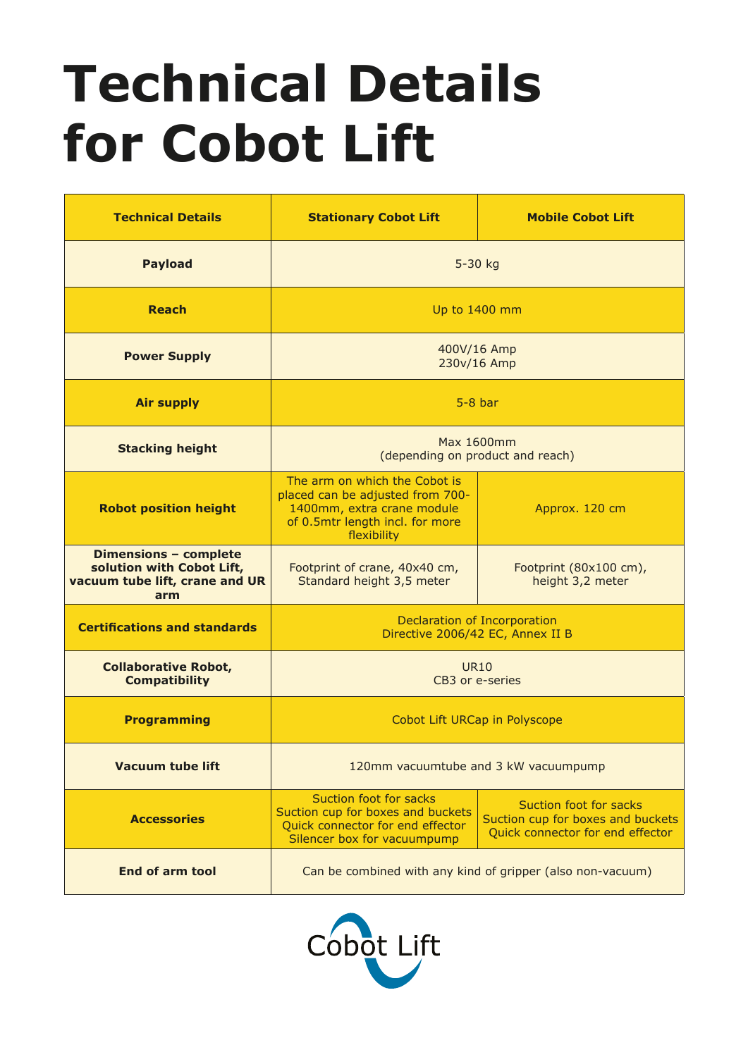# Technical Details for Cobot Lift

| Technical Details | Stationary Cobot Lift | Mobile Cobot Lift |
|---|---|---|
| **Payload** | 5-30 kg | |
| **Reach** | Up to 1400 mm | |
| **Power Supply** | 400V/16 Amp<br>230v/16 Amp | |
| **Air supply** | 5-8 bar | |
| **Stacking height** | Max 1600mm<br>(depending on product and reach) | |
| **Robot position height** | The arm on which the Cobot is placed can be adjusted from 700-1400mm, extra crane module of 0.5mtr length incl. for more flexibility | Approx. 120 cm |
| **Dimensions – complete solution with Cobot Lift, vacuum tube lift, crane and UR arm** | Footprint of crane, 40x40 cm,<br>Standard height 3,5 meter | Footprint (80x100 cm),<br>height 3,2 meter |
| **Certifications and standards** | Declaration of Incorporation<br>Directive 2006/42 EC, Annex II B | |
| **Collaborative Robot, Compatibility** | UR10<br>CB3 or e-series | |
| **Programming** | Cobot Lift URCap in Polyscope | |
| **Vacuum tube lift** | 120mm vacuumtube and 3 kW vacuumpump | |
| **Accessories** | Suction foot for sacks<br>Suction cup for boxes and buckets<br>Quick connector for end effector<br>Silencer box for vacuumpump | Suction foot for sacks<br>Suction cup for boxes and buckets<br>Quick connector for end effector |
| **End of arm tool** | Can be combined with any kind of gripper (also non-vacuum) | |

Cobot Lift